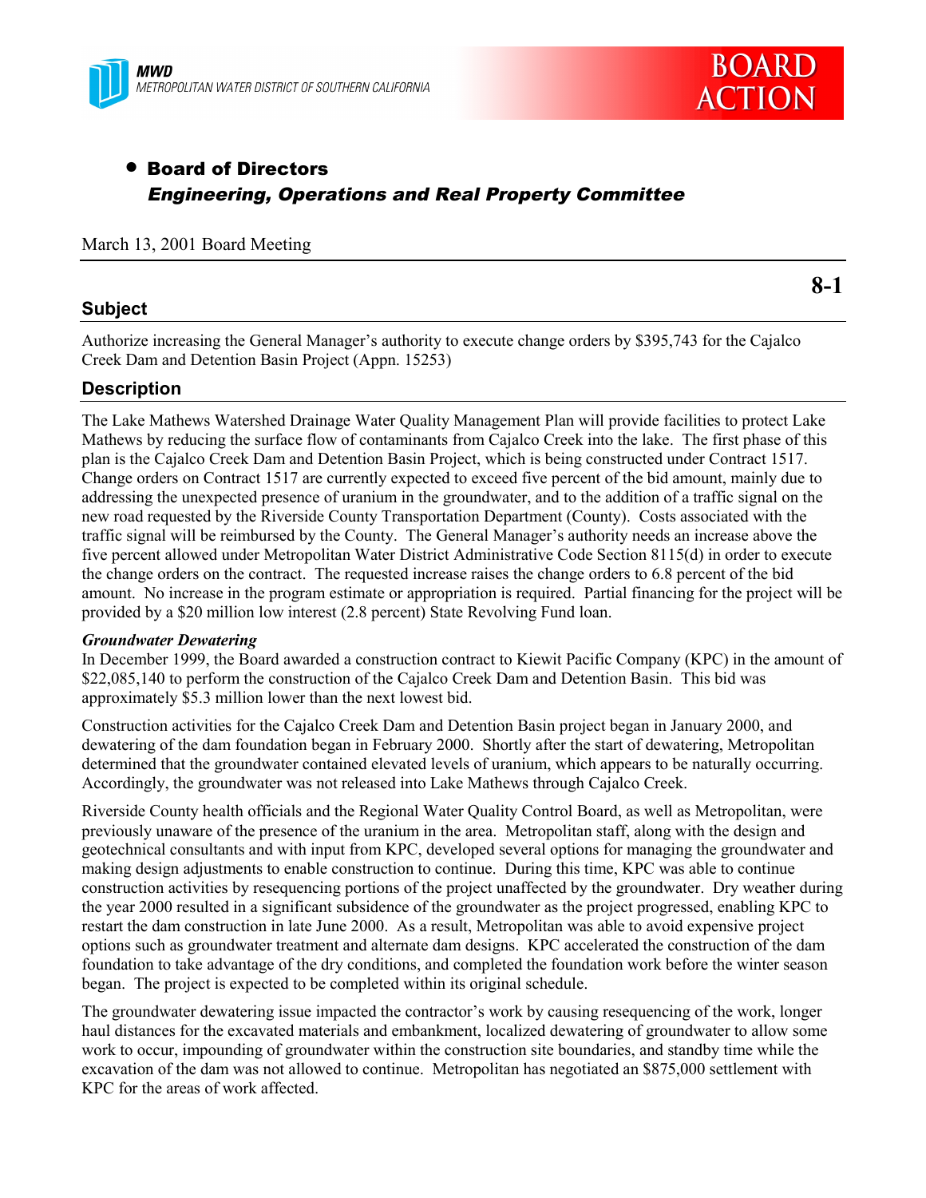MWD
METROPOLITAN WATER DISTRICT OF SOUTHERN CALIFORNIA

BOARD ACTION

- **Board of Directors**
  ***Engineering, Operations and Real Property Committee***

March 13, 2001 Board Meeting

**8-1**

## Subject

Authorize increasing the General Manager's authority to execute change orders by $395,743 for the Cajalco Creek Dam and Detention Basin Project (Appn. 15253)

## Description

The Lake Mathews Watershed Drainage Water Quality Management Plan will provide facilities to protect Lake Mathews by reducing the surface flow of contaminants from Cajalco Creek into the lake. The first phase of this plan is the Cajalco Creek Dam and Detention Basin Project, which is being constructed under Contract 1517. Change orders on Contract 1517 are currently expected to exceed five percent of the bid amount, mainly due to addressing the unexpected presence of uranium in the groundwater, and to the addition of a traffic signal on the new road requested by the Riverside County Transportation Department (County). Costs associated with the traffic signal will be reimbursed by the County. The General Manager's authority needs an increase above the five percent allowed under Metropolitan Water District Administrative Code Section 8115(d) in order to execute the change orders on the contract. The requested increase raises the change orders to 6.8 percent of the bid amount. No increase in the program estimate or appropriation is required. Partial financing for the project will be provided by a $20 million low interest (2.8 percent) State Revolving Fund loan.

***Groundwater Dewatering***

In December 1999, the Board awarded a construction contract to Kiewit Pacific Company (KPC) in the amount of $22,085,140 to perform the construction of the Cajalco Creek Dam and Detention Basin. This bid was approximately $5.3 million lower than the next lowest bid.

Construction activities for the Cajalco Creek Dam and Detention Basin project began in January 2000, and dewatering of the dam foundation began in February 2000. Shortly after the start of dewatering, Metropolitan determined that the groundwater contained elevated levels of uranium, which appears to be naturally occurring. Accordingly, the groundwater was not released into Lake Mathews through Cajalco Creek.

Riverside County health officials and the Regional Water Quality Control Board, as well as Metropolitan, were previously unaware of the presence of the uranium in the area. Metropolitan staff, along with the design and geotechnical consultants and with input from KPC, developed several options for managing the groundwater and making design adjustments to enable construction to continue. During this time, KPC was able to continue construction activities by resequencing portions of the project unaffected by the groundwater. Dry weather during the year 2000 resulted in a significant subsidence of the groundwater as the project progressed, enabling KPC to restart the dam construction in late June 2000. As a result, Metropolitan was able to avoid expensive project options such as groundwater treatment and alternate dam designs. KPC accelerated the construction of the dam foundation to take advantage of the dry conditions, and completed the foundation work before the winter season began. The project is expected to be completed within its original schedule.

The groundwater dewatering issue impacted the contractor's work by causing resequencing of the work, longer haul distances for the excavated materials and embankment, localized dewatering of groundwater to allow some work to occur, impounding of groundwater within the construction site boundaries, and standby time while the excavation of the dam was not allowed to continue. Metropolitan has negotiated an $875,000 settlement with KPC for the areas of work affected.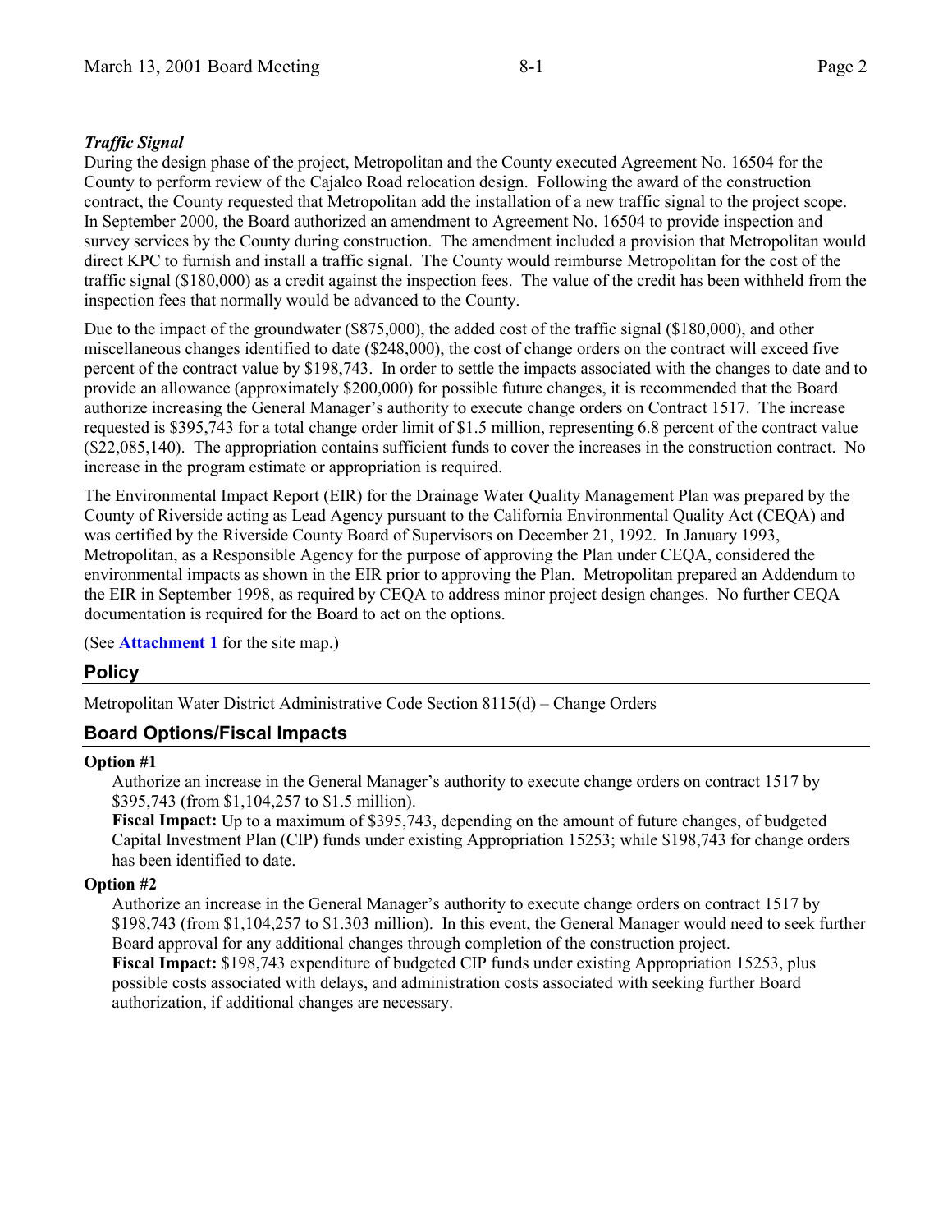***Traffic Signal***

During the design phase of the project, Metropolitan and the County executed Agreement No. 16504 for the County to perform review of the Cajalco Road relocation design. Following the award of the construction contract, the County requested that Metropolitan add the installation of a new traffic signal to the project scope. In September 2000, the Board authorized an amendment to Agreement No. 16504 to provide inspection and survey services by the County during construction. The amendment included a provision that Metropolitan would direct KPC to furnish and install a traffic signal. The County would reimburse Metropolitan for the cost of the traffic signal ($180,000) as a credit against the inspection fees. The value of the credit has been withheld from the inspection fees that normally would be advanced to the County.

Due to the impact of the groundwater ($875,000), the added cost of the traffic signal ($180,000), and other miscellaneous changes identified to date ($248,000), the cost of change orders on the contract will exceed five percent of the contract value by $198,743. In order to settle the impacts associated with the changes to date and to provide an allowance (approximately $200,000) for possible future changes, it is recommended that the Board authorize increasing the General Manager's authority to execute change orders on Contract 1517. The increase requested is $395,743 for a total change order limit of $1.5 million, representing 6.8 percent of the contract value ($22,085,140). The appropriation contains sufficient funds to cover the increases in the construction contract. No increase in the program estimate or appropriation is required.

The Environmental Impact Report (EIR) for the Drainage Water Quality Management Plan was prepared by the County of Riverside acting as Lead Agency pursuant to the California Environmental Quality Act (CEQA) and was certified by the Riverside County Board of Supervisors on December 21, 1992. In January 1993, Metropolitan, as a Responsible Agency for the purpose of approving the Plan under CEQA, considered the environmental impacts as shown in the EIR prior to approving the Plan. Metropolitan prepared an Addendum to the EIR in September 1998, as required by CEQA to address minor project design changes. No further CEQA documentation is required for the Board to act on the options.

(See **Attachment 1** for the site map.)

## Policy

Metropolitan Water District Administrative Code Section 8115(d) – Change Orders

## Board Options/Fiscal Impacts

**Option #1**

Authorize an increase in the General Manager's authority to execute change orders on contract 1517 by $395,743 (from $1,104,257 to $1.5 million).

**Fiscal Impact:** Up to a maximum of $395,743, depending on the amount of future changes, of budgeted Capital Investment Plan (CIP) funds under existing Appropriation 15253; while $198,743 for change orders has been identified to date.

**Option #2**

Authorize an increase in the General Manager's authority to execute change orders on contract 1517 by $198,743 (from $1,104,257 to $1.303 million). In this event, the General Manager would need to seek further Board approval for any additional changes through completion of the construction project.

**Fiscal Impact:** $198,743 expenditure of budgeted CIP funds under existing Appropriation 15253, plus possible costs associated with delays, and administration costs associated with seeking further Board authorization, if additional changes are necessary.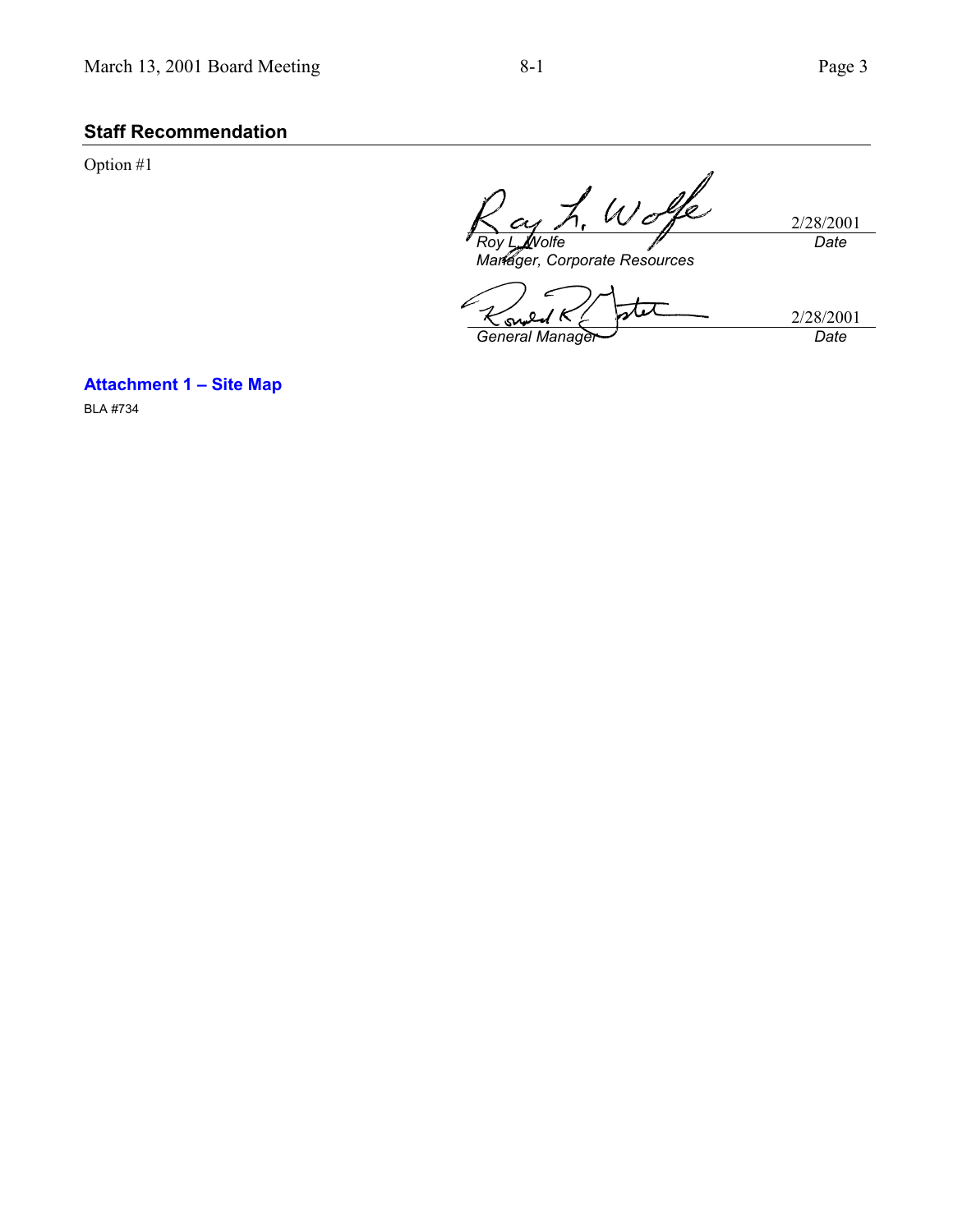## Staff Recommendation

Option #1

| | |
|---|---|
| *Roy L. Wolfe* | 2/28/2001 |
| *Manager, Corporate Resources* | *Date* |
| | |
| *General Manager* | 2/28/2001 |
| | *Date* |

**Attachment 1 – Site Map**

BLA #734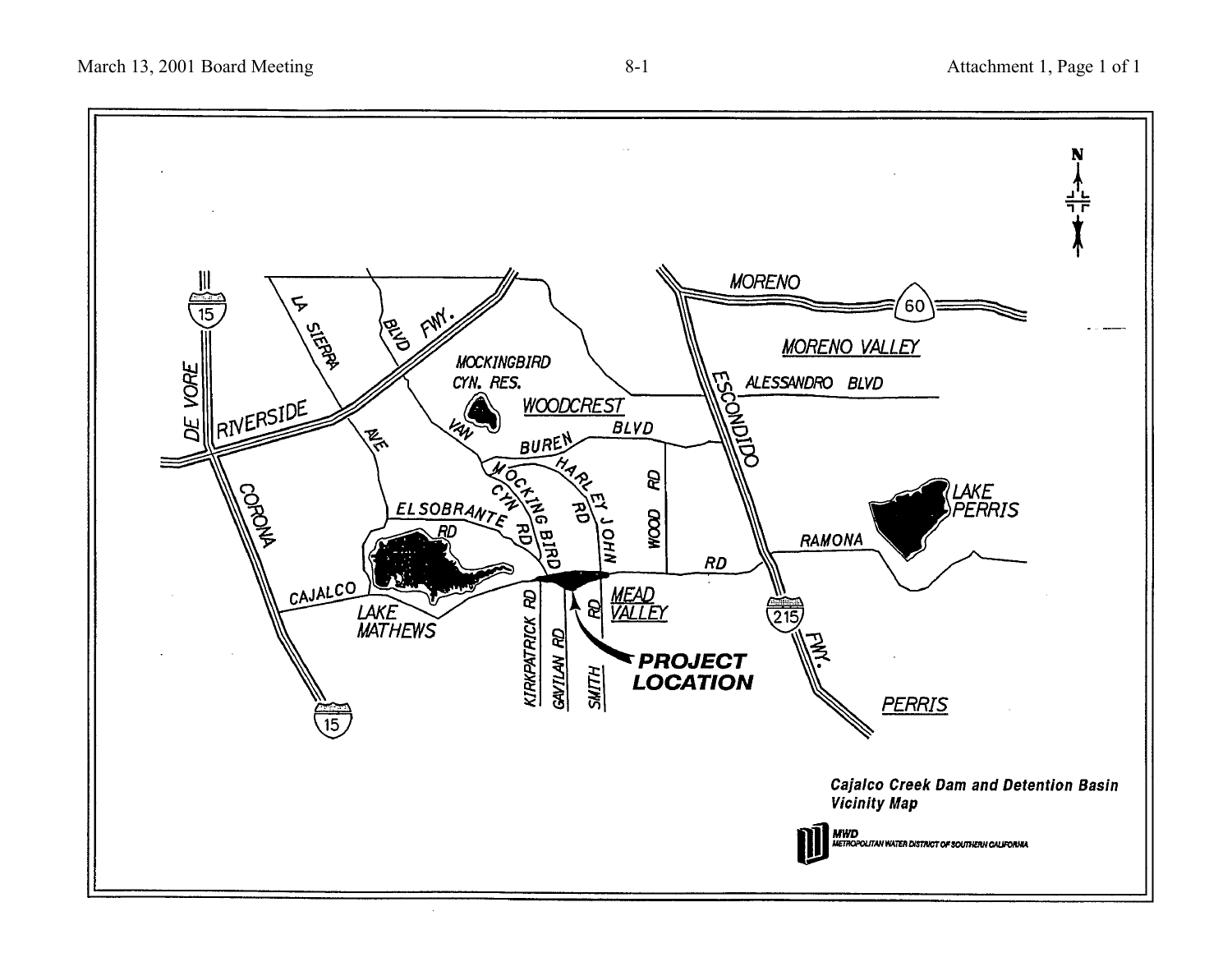MOCKINGBIRD CYN. RES.

WOODCREST

MORENO VALLEY

MORENO

60

15

DE VORE

RIVERSIDE

LA SIERRA AVE

BLVD FWY.

VAN BUREN BLVD

ALESSANDRO BLVD

ESCONDIDO

CORONA

ELSOBRANTE RD

MOCKING BIRD CYN RD

HARLEY JOHN RD

WOOD RD

LAKE PERRIS

RAMONA RD

CAJALCO

LAKE MATHEWS

KIRKPATRICK RD

GAVILAN RD

SMITH RD

MEAD VALLEY

PROJECT LOCATION

215

FWY.

PERRIS

15

N

**Cajalco Creek Dam and Detention Basin Vicinity Map**

MWD METROPOLITAN WATER DISTRICT OF SOUTHERN CALIFORNIA